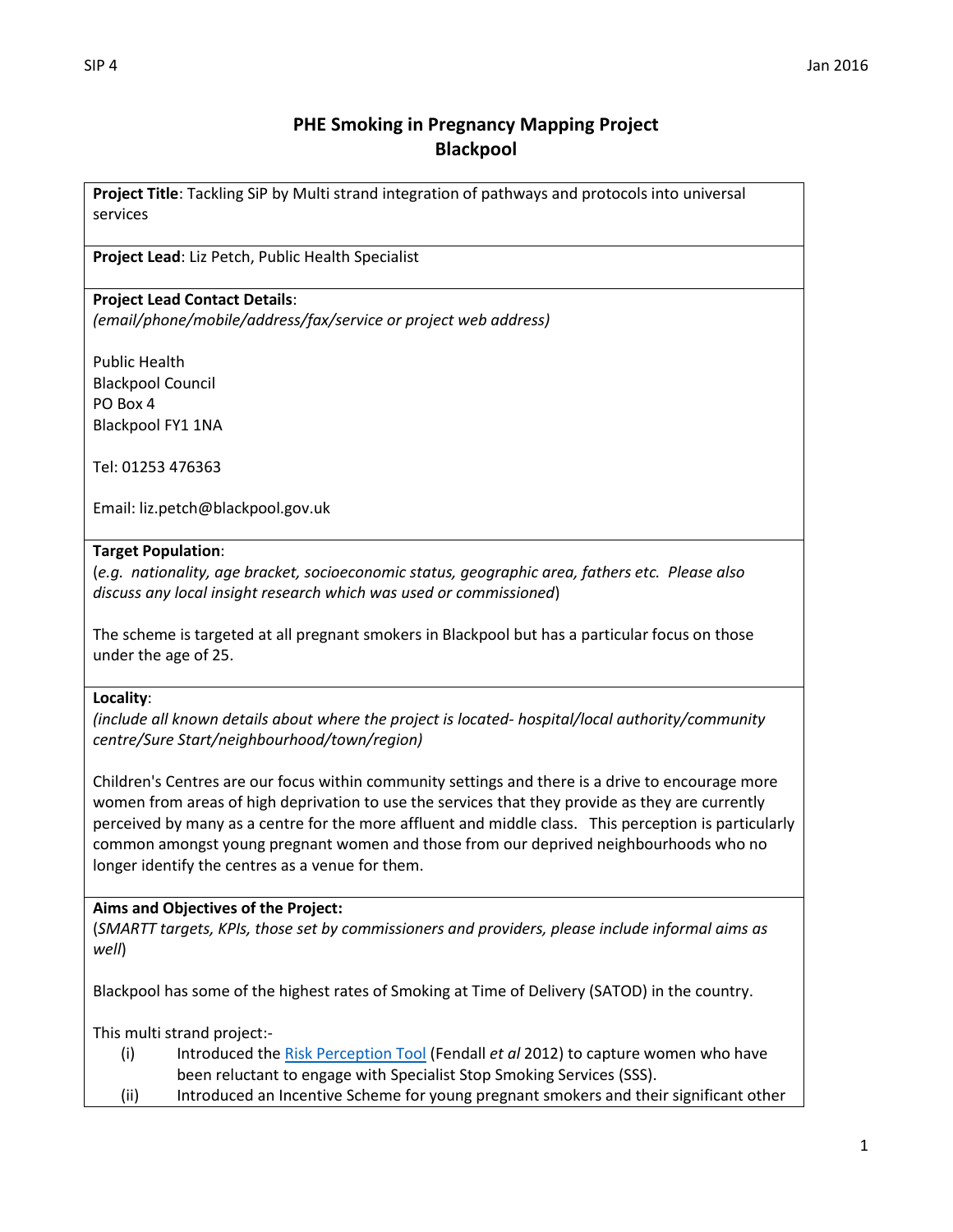# PHE Smoking in Pregnancy Mapping Project
## Blackpool

**Project Title**: Tackling SiP by Multi strand integration of pathways and protocols into universal services

**Project Lead**: Liz Petch, Public Health Specialist

**Project Lead Contact Details**:
*(email/phone/mobile/address/fax/service or project web address)*

Public Health
Blackpool Council
PO Box 4
Blackpool FY1 1NA

Tel: 01253 476363

Email: liz.petch@blackpool.gov.uk

**Target Population**:
(*e.g. nationality, age bracket, socioeconomic status, geographic area, fathers etc. Please also discuss any local insight research which was used or commissioned*)

The scheme is targeted at all pregnant smokers in Blackpool but has a particular focus on those under the age of 25.

**Locality**:
*(include all known details about where the project is located- hospital/local authority/community centre/Sure Start/neighbourhood/town/region)*

Children's Centres are our focus within community settings and there is a drive to encourage more women from areas of high deprivation to use the services that they provide as they are currently perceived by many as a centre for the more affluent and middle class. This perception is particularly common amongst young pregnant women and those from our deprived neighbourhoods who no longer identify the centres as a venue for them.

**Aims and Objectives of the Project:**
(*SMARTT targets, KPIs, those set by commissioners and providers, please include informal aims as well*)

Blackpool has some of the highest rates of Smoking at Time of Delivery (SATOD) in the country.

This multi strand project:-

(i) Introduced the Risk Perception Tool (Fendall *et al* 2012) to capture women who have been reluctant to engage with Specialist Stop Smoking Services (SSS).

(ii) Introduced an Incentive Scheme for young pregnant smokers and their significant other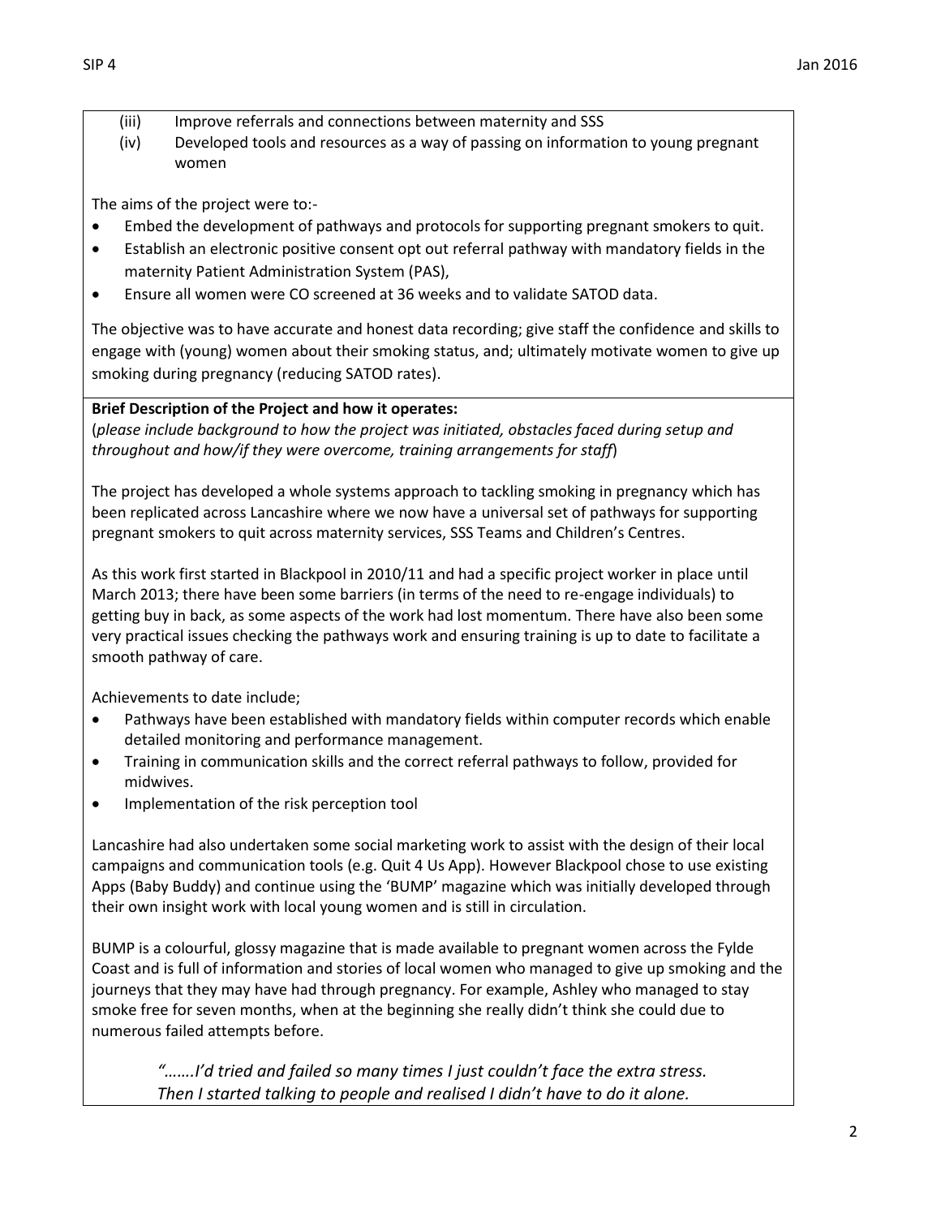(iii) Improve referrals and connections between maternity and SSS

(iv) Developed tools and resources as a way of passing on information to young pregnant women

The aims of the project were to:-

- Embed the development of pathways and protocols for supporting pregnant smokers to quit.
- Establish an electronic positive consent opt out referral pathway with mandatory fields in the maternity Patient Administration System (PAS),
- Ensure all women were CO screened at 36 weeks and to validate SATOD data.

The objective was to have accurate and honest data recording; give staff the confidence and skills to engage with (young) women about their smoking status, and; ultimately motivate women to give up smoking during pregnancy (reducing SATOD rates).

**Brief Description of the Project and how it operates:**
(*please include background to how the project was initiated, obstacles faced during setup and throughout and how/if they were overcome, training arrangements for staff*)

The project has developed a whole systems approach to tackling smoking in pregnancy which has been replicated across Lancashire where we now have a universal set of pathways for supporting pregnant smokers to quit across maternity services, SSS Teams and Children's Centres.

As this work first started in Blackpool in 2010/11 and had a specific project worker in place until March 2013; there have been some barriers (in terms of the need to re-engage individuals) to getting buy in back, as some aspects of the work had lost momentum. There have also been some very practical issues checking the pathways work and ensuring training is up to date to facilitate a smooth pathway of care.

Achievements to date include;

- Pathways have been established with mandatory fields within computer records which enable detailed monitoring and performance management.
- Training in communication skills and the correct referral pathways to follow, provided for midwives.
- Implementation of the risk perception tool

Lancashire had also undertaken some social marketing work to assist with the design of their local campaigns and communication tools (e.g. Quit 4 Us App). However Blackpool chose to use existing Apps (Baby Buddy) and continue using the 'BUMP' magazine which was initially developed through their own insight work with local young women and is still in circulation.

BUMP is a colourful, glossy magazine that is made available to pregnant women across the Fylde Coast and is full of information and stories of local women who managed to give up smoking and the journeys that they may have had through pregnancy. For example, Ashley who managed to stay smoke free for seven months, when at the beginning she really didn't think she could due to numerous failed attempts before.

> *"…….I'd tried and failed so many times I just couldn't face the extra stress. Then I started talking to people and realised I didn't have to do it alone.*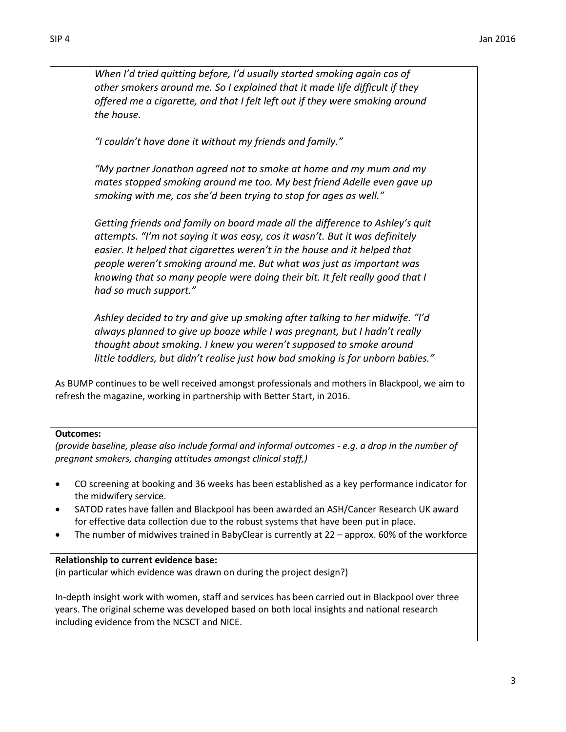*When I'd tried quitting before, I'd usually started smoking again cos of other smokers around me. So I explained that it made life difficult if they offered me a cigarette, and that I felt left out if they were smoking around the house.*

*"I couldn't have done it without my friends and family."*

*"My partner Jonathon agreed not to smoke at home and my mum and my mates stopped smoking around me too. My best friend Adelle even gave up smoking with me, cos she'd been trying to stop for ages as well."*

*Getting friends and family on board made all the difference to Ashley's quit attempts. "I'm not saying it was easy, cos it wasn't. But it was definitely easier. It helped that cigarettes weren't in the house and it helped that people weren't smoking around me. But what was just as important was knowing that so many people were doing their bit. It felt really good that I had so much support."*

*Ashley decided to try and give up smoking after talking to her midwife. "I'd always planned to give up booze while I was pregnant, but I hadn't really thought about smoking. I knew you weren't supposed to smoke around little toddlers, but didn't realise just how bad smoking is for unborn babies."*

As BUMP continues to be well received amongst professionals and mothers in Blackpool, we aim to refresh the magazine, working in partnership with Better Start, in 2016.

**Outcomes:**

*(provide baseline, please also include formal and informal outcomes - e.g. a drop in the number of pregnant smokers, changing attitudes amongst clinical staff,)*

- CO screening at booking and 36 weeks has been established as a key performance indicator for the midwifery service.
- SATOD rates have fallen and Blackpool has been awarded an ASH/Cancer Research UK award for effective data collection due to the robust systems that have been put in place.
- The number of midwives trained in BabyClear is currently at 22 – approx. 60% of the workforce

**Relationship to current evidence base:**

(in particular which evidence was drawn on during the project design?)

In-depth insight work with women, staff and services has been carried out in Blackpool over three years. The original scheme was developed based on both local insights and national research including evidence from the NCSCT and NICE.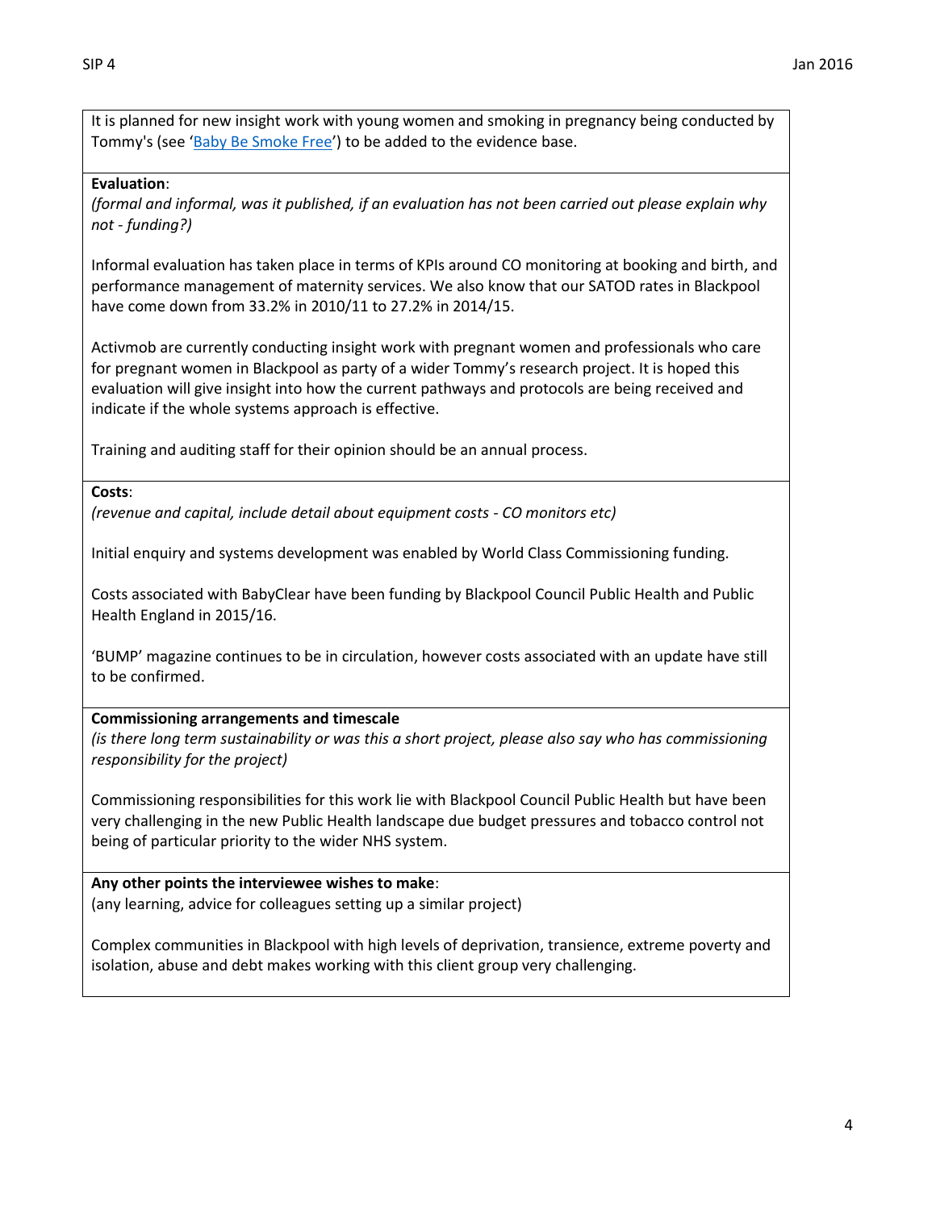It is planned for new insight work with young women and smoking in pregnancy being conducted by Tommy's (see 'Baby Be Smoke Free') to be added to the evidence base.

**Evaluation**:
*(formal and informal, was it published, if an evaluation has not been carried out please explain why not - funding?)*

Informal evaluation has taken place in terms of KPIs around CO monitoring at booking and birth, and performance management of maternity services. We also know that our SATOD rates in Blackpool have come down from 33.2% in 2010/11 to 27.2% in 2014/15.

Activmob are currently conducting insight work with pregnant women and professionals who care for pregnant women in Blackpool as party of a wider Tommy's research project. It is hoped this evaluation will give insight into how the current pathways and protocols are being received and indicate if the whole systems approach is effective.

Training and auditing staff for their opinion should be an annual process.

**Costs**:
*(revenue and capital, include detail about equipment costs - CO monitors etc)*

Initial enquiry and systems development was enabled by World Class Commissioning funding.

Costs associated with BabyClear have been funding by Blackpool Council Public Health and Public Health England in 2015/16.

'BUMP' magazine continues to be in circulation, however costs associated with an update have still to be confirmed.

**Commissioning arrangements and timescale**
*(is there long term sustainability or was this a short project, please also say who has commissioning responsibility for the project)*

Commissioning responsibilities for this work lie with Blackpool Council Public Health but have been very challenging in the new Public Health landscape due budget pressures and tobacco control not being of particular priority to the wider NHS system.

**Any other points the interviewee wishes to make**:
(any learning, advice for colleagues setting up a similar project)

Complex communities in Blackpool with high levels of deprivation, transience, extreme poverty and isolation, abuse and debt makes working with this client group very challenging.